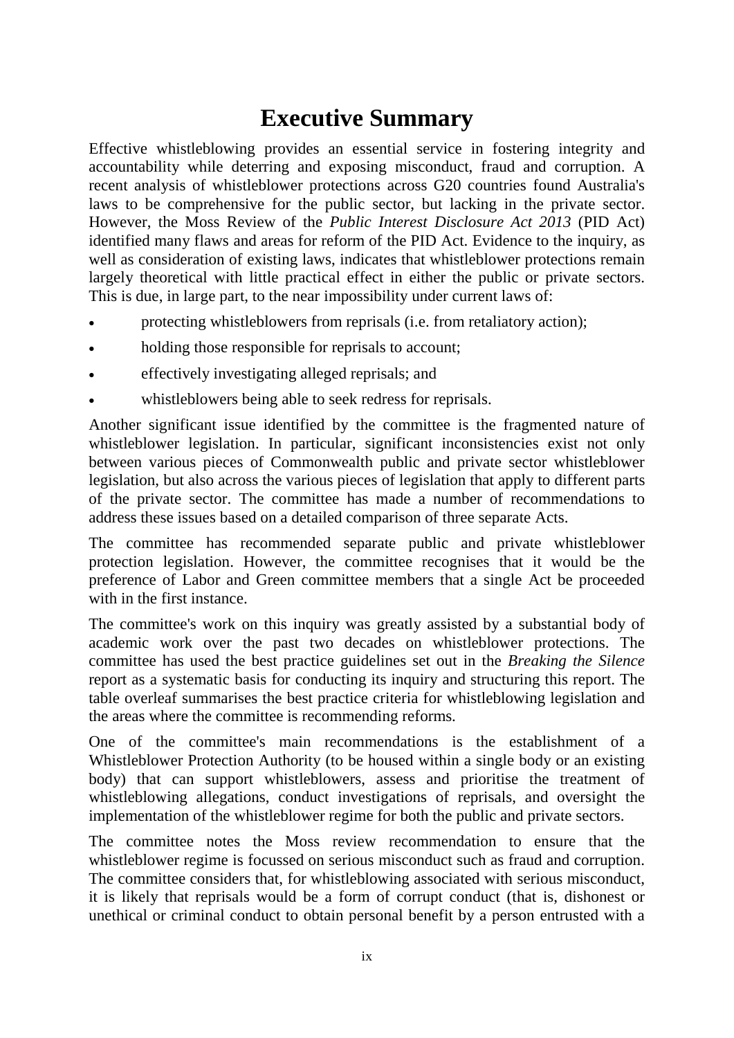# Executive Summary

Effective whistleblowing provides an essential service in fostering integrity and accountability while deterring and exposing misconduct, fraud and corruption. A recent analysis of whistleblower protections across G20 countries found Australia's laws to be comprehensive for the public sector, but lacking in the private sector. However, the Moss Review of the *Public Interest Disclosure Act 2013* (PID Act) identified many flaws and areas for reform of the PID Act. Evidence to the inquiry, as well as consideration of existing laws, indicates that whistleblower protections remain largely theoretical with little practical effect in either the public or private sectors. This is due, in large part, to the near impossibility under current laws of:

- protecting whistleblowers from reprisals (i.e. from retaliatory action);
- holding those responsible for reprisals to account;
- effectively investigating alleged reprisals; and
- whistleblowers being able to seek redress for reprisals.

Another significant issue identified by the committee is the fragmented nature of whistleblower legislation. In particular, significant inconsistencies exist not only between various pieces of Commonwealth public and private sector whistleblower legislation, but also across the various pieces of legislation that apply to different parts of the private sector. The committee has made a number of recommendations to address these issues based on a detailed comparison of three separate Acts.

The committee has recommended separate public and private whistleblower protection legislation. However, the committee recognises that it would be the preference of Labor and Green committee members that a single Act be proceeded with in the first instance.

The committee's work on this inquiry was greatly assisted by a substantial body of academic work over the past two decades on whistleblower protections. The committee has used the best practice guidelines set out in the *Breaking the Silence* report as a systematic basis for conducting its inquiry and structuring this report. The table overleaf summarises the best practice criteria for whistleblowing legislation and the areas where the committee is recommending reforms.

One of the committee's main recommendations is the establishment of a Whistleblower Protection Authority (to be housed within a single body or an existing body) that can support whistleblowers, assess and prioritise the treatment of whistleblowing allegations, conduct investigations of reprisals, and oversight the implementation of the whistleblower regime for both the public and private sectors.

The committee notes the Moss review recommendation to ensure that the whistleblower regime is focussed on serious misconduct such as fraud and corruption. The committee considers that, for whistleblowing associated with serious misconduct, it is likely that reprisals would be a form of corrupt conduct (that is, dishonest or unethical or criminal conduct to obtain personal benefit by a person entrusted with a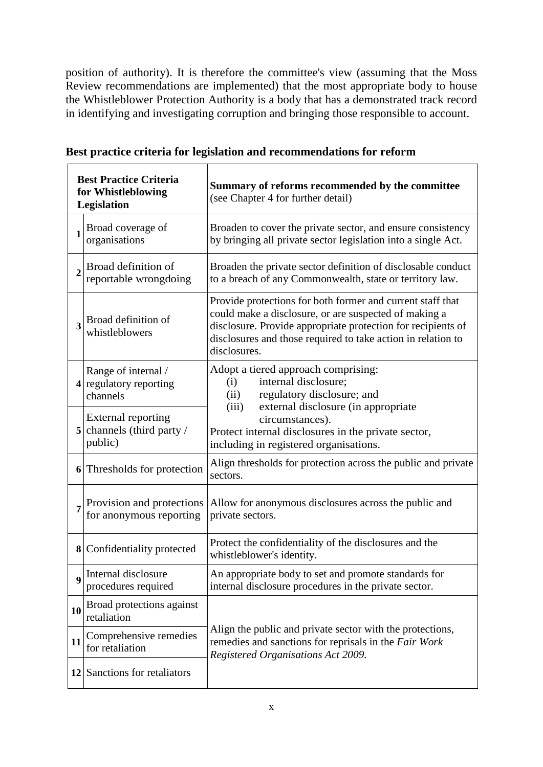position of authority). It is therefore the committee's view (assuming that the Moss Review recommendations are implemented) that the most appropriate body to house the Whistleblower Protection Authority is a body that has a demonstrated track record in identifying and investigating corruption and bringing those responsible to account.

**Best practice criteria for legislation and recommendations for reform**

| | **Best Practice Criteria for Whistleblowing Legislation** | **Summary of reforms recommended by the committee** (see Chapter 4 for further detail) |
|---|---|---|
| **1** | Broad coverage of organisations | Broaden to cover the private sector, and ensure consistency by bringing all private sector legislation into a single Act. |
| **2** | Broad definition of reportable wrongdoing | Broaden the private sector definition of disclosable conduct to a breach of any Commonwealth, state or territory law. |
| **3** | Broad definition of whistleblowers | Provide protections for both former and current staff that could make a disclosure, or are suspected of making a disclosure. Provide appropriate protection for recipients of disclosures and those required to take action in relation to disclosures. |
| **4** | Range of internal / regulatory reporting channels | Adopt a tiered approach comprising: (i) internal disclosure; (ii) regulatory disclosure; and (iii) external disclosure (in appropriate circumstances). Protect internal disclosures in the private sector, including in registered organisations. |
| **5** | External reporting channels (third party / public) | |
| **6** | Thresholds for protection | Align thresholds for protection across the public and private sectors. |
| **7** | Provision and protections for anonymous reporting | Allow for anonymous disclosures across the public and private sectors. |
| **8** | Confidentiality protected | Protect the confidentiality of the disclosures and the whistleblower's identity. |
| **9** | Internal disclosure procedures required | An appropriate body to set and promote standards for internal disclosure procedures in the private sector. |
| **10** | Broad protections against retaliation | Align the public and private sector with the protections, remedies and sanctions for reprisals in the *Fair Work Registered Organisations Act 2009.* |
| **11** | Comprehensive remedies for retaliation | |
| **12** | Sanctions for retaliators | |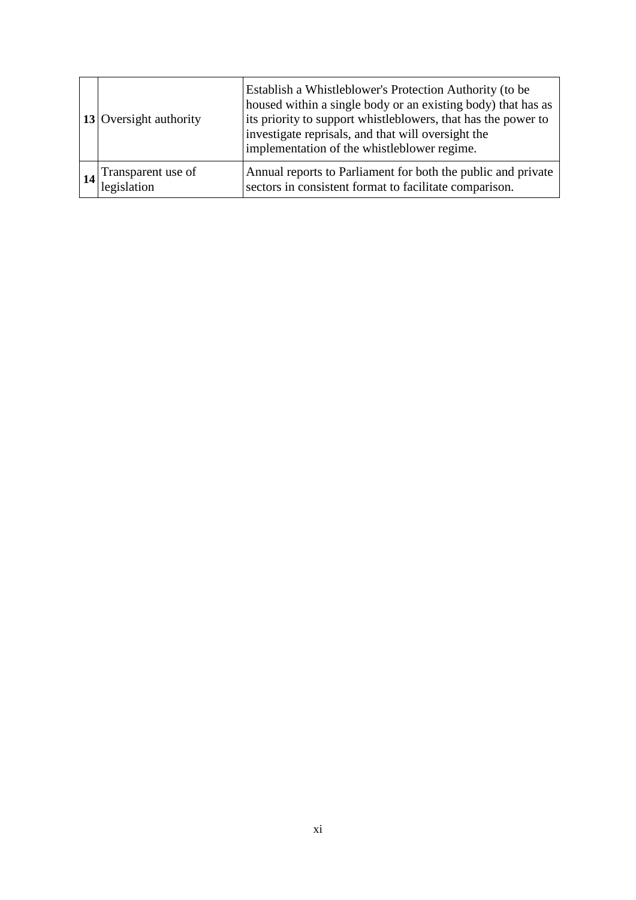| | | |
|---|---|---|
| **13** | Oversight authority | Establish a Whistleblower's Protection Authority (to be housed within a single body or an existing body) that has as its priority to support whistleblowers, that has the power to investigate reprisals, and that will oversight the implementation of the whistleblower regime. |
| **14** | Transparent use of legislation | Annual reports to Parliament for both the public and private sectors in consistent format to facilitate comparison. |